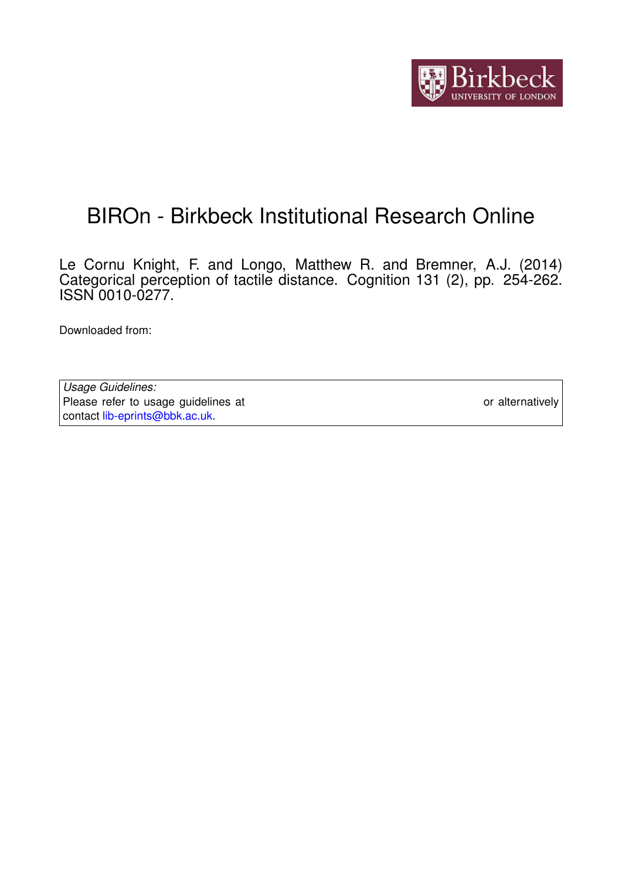# BIROn - Birkbeck Institutional Research Online

Le Cornu Knight, F. and Longo, Matthew R. and Bremner, A.J. (2014) Categorical perception of tactile distance. Cognition 131 (2), pp. 254-262. ISSN 0010-0277.

Downloaded from:

| *Usage Guidelines:* |
|---|
| Please refer to usage guidelines at or alternatively contact lib-eprints@bbk.ac.uk. |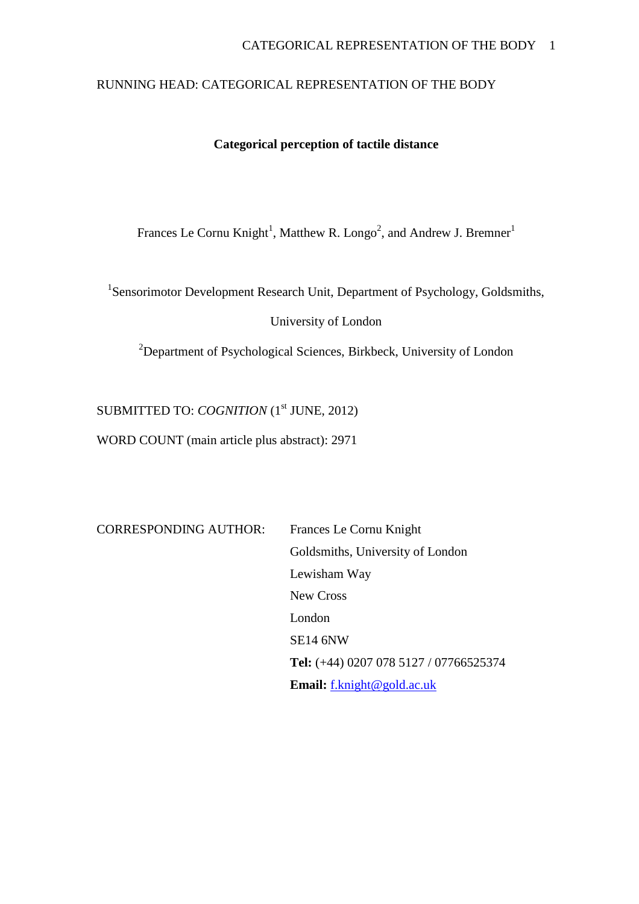RUNNING HEAD: CATEGORICAL REPRESENTATION OF THE BODY

**Categorical perception of tactile distance**

Frances Le Cornu Knight[1], Matthew R. Longo[2], and Andrew J. Bremner[1]

[1]Sensorimotor Development Research Unit, Department of Psychology, Goldsmiths, University of London

[2]Department of Psychological Sciences, Birkbeck, University of London

SUBMITTED TO: *COGNITION* (1[st] JUNE, 2012)

WORD COUNT (main article plus abstract): 2971

CORRESPONDING AUTHOR: Frances Le Cornu Knight
Goldsmiths, University of London
Lewisham Way
New Cross
London
SE14 6NW
**Tel:** (+44) 0207 078 5127 / 07766525374
**Email:** f.knight@gold.ac.uk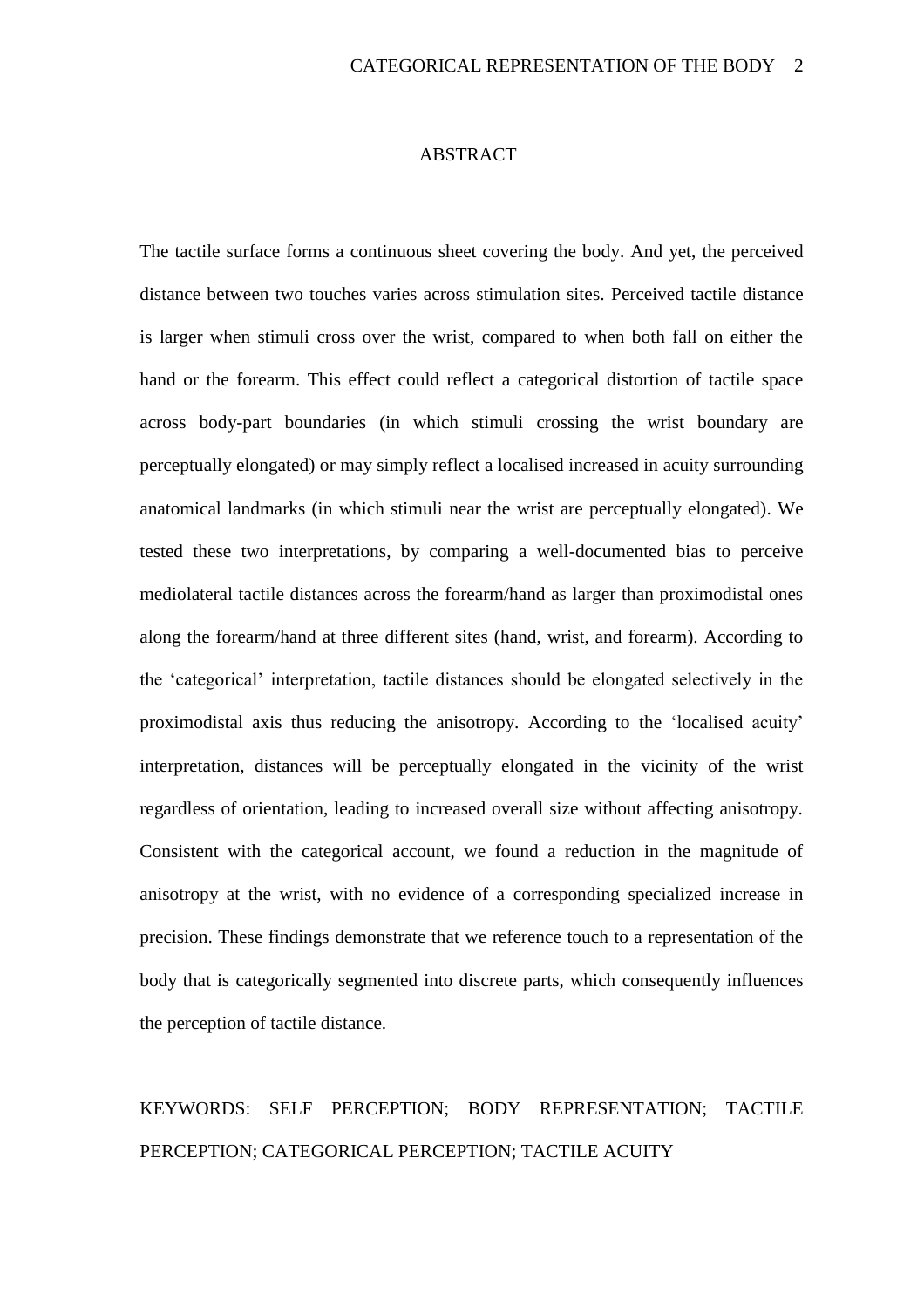# ABSTRACT

The tactile surface forms a continuous sheet covering the body. And yet, the perceived distance between two touches varies across stimulation sites. Perceived tactile distance is larger when stimuli cross over the wrist, compared to when both fall on either the hand or the forearm. This effect could reflect a categorical distortion of tactile space across body-part boundaries (in which stimuli crossing the wrist boundary are perceptually elongated) or may simply reflect a localised increased in acuity surrounding anatomical landmarks (in which stimuli near the wrist are perceptually elongated). We tested these two interpretations, by comparing a well-documented bias to perceive mediolateral tactile distances across the forearm/hand as larger than proximodistal ones along the forearm/hand at three different sites (hand, wrist, and forearm). According to the 'categorical' interpretation, tactile distances should be elongated selectively in the proximodistal axis thus reducing the anisotropy. According to the 'localised acuity' interpretation, distances will be perceptually elongated in the vicinity of the wrist regardless of orientation, leading to increased overall size without affecting anisotropy. Consistent with the categorical account, we found a reduction in the magnitude of anisotropy at the wrist, with no evidence of a corresponding specialized increase in precision. These findings demonstrate that we reference touch to a representation of the body that is categorically segmented into discrete parts, which consequently influences the perception of tactile distance.

KEYWORDS: SELF PERCEPTION; BODY REPRESENTATION; TACTILE PERCEPTION; CATEGORICAL PERCEPTION; TACTILE ACUITY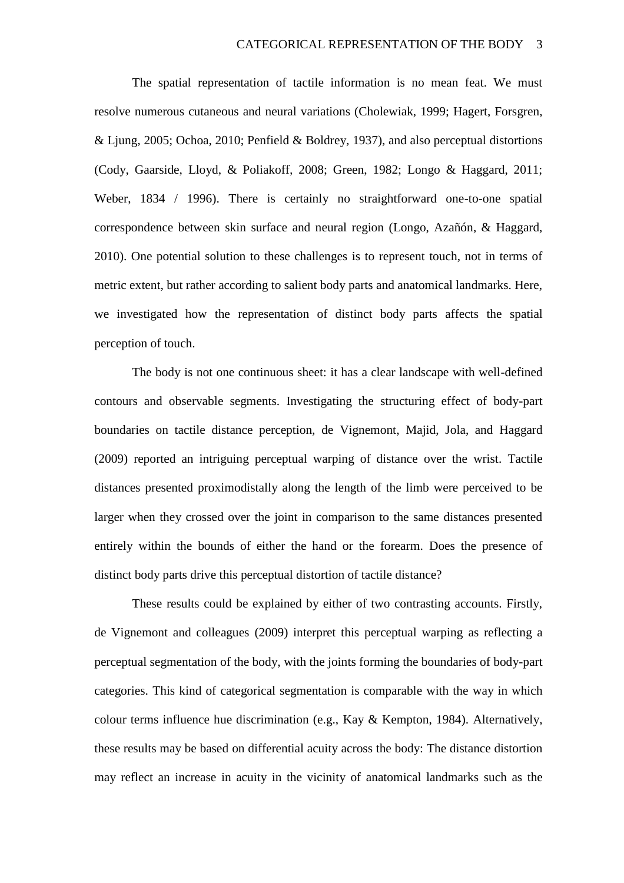The spatial representation of tactile information is no mean feat. We must resolve numerous cutaneous and neural variations (Cholewiak, 1999; Hagert, Forsgren, & Ljung, 2005; Ochoa, 2010; Penfield & Boldrey, 1937), and also perceptual distortions (Cody, Gaarside, Lloyd, & Poliakoff, 2008; Green, 1982; Longo & Haggard, 2011; Weber, 1834 / 1996). There is certainly no straightforward one-to-one spatial correspondence between skin surface and neural region (Longo, Azañón, & Haggard, 2010). One potential solution to these challenges is to represent touch, not in terms of metric extent, but rather according to salient body parts and anatomical landmarks. Here, we investigated how the representation of distinct body parts affects the spatial perception of touch.

The body is not one continuous sheet: it has a clear landscape with well-defined contours and observable segments. Investigating the structuring effect of body-part boundaries on tactile distance perception, de Vignemont, Majid, Jola, and Haggard (2009) reported an intriguing perceptual warping of distance over the wrist. Tactile distances presented proximodistally along the length of the limb were perceived to be larger when they crossed over the joint in comparison to the same distances presented entirely within the bounds of either the hand or the forearm. Does the presence of distinct body parts drive this perceptual distortion of tactile distance?

These results could be explained by either of two contrasting accounts. Firstly, de Vignemont and colleagues (2009) interpret this perceptual warping as reflecting a perceptual segmentation of the body, with the joints forming the boundaries of body-part categories. This kind of categorical segmentation is comparable with the way in which colour terms influence hue discrimination (e.g., Kay & Kempton, 1984). Alternatively, these results may be based on differential acuity across the body: The distance distortion may reflect an increase in acuity in the vicinity of anatomical landmarks such as the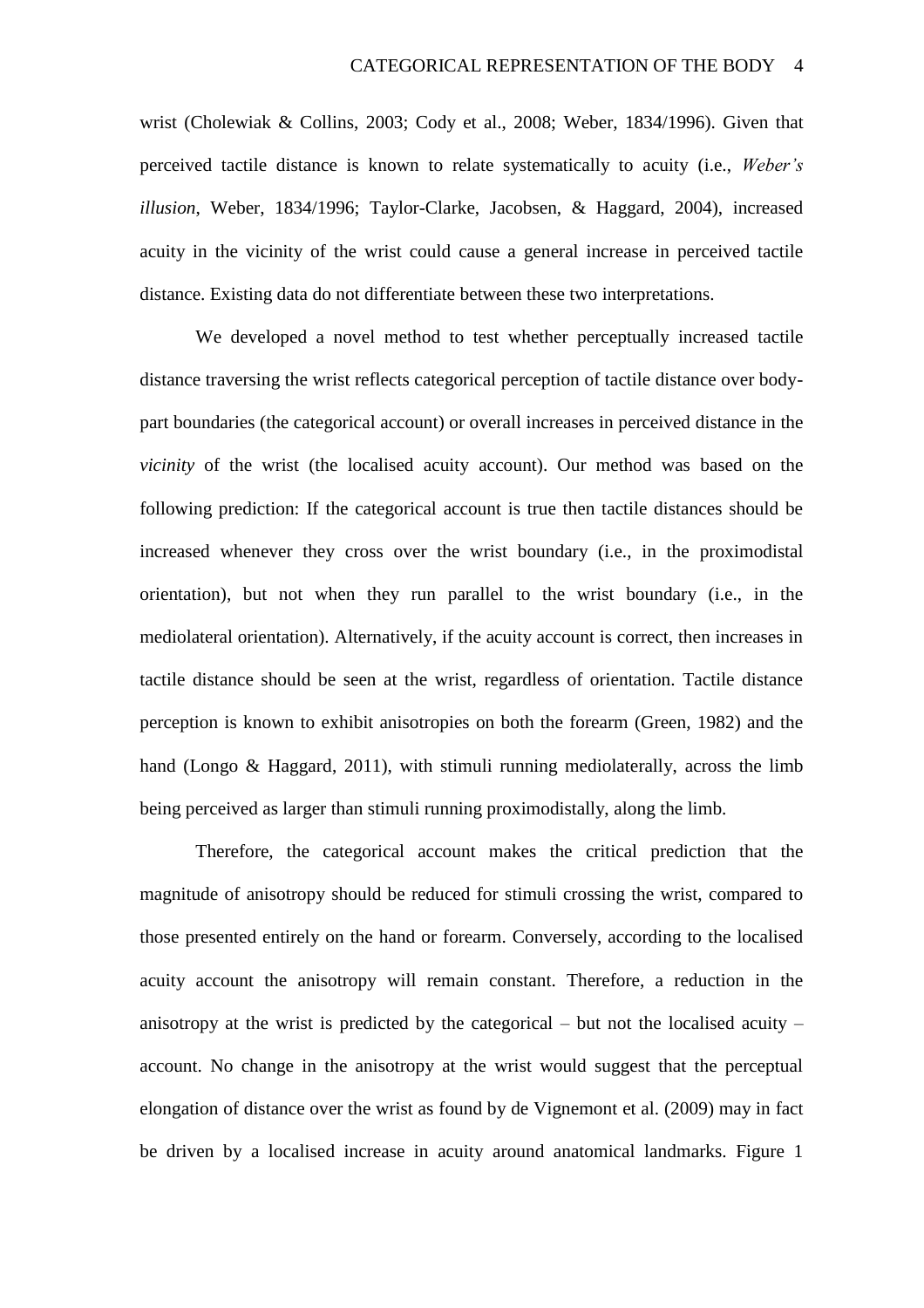wrist (Cholewiak & Collins, 2003; Cody et al., 2008; Weber, 1834/1996). Given that perceived tactile distance is known to relate systematically to acuity (i.e., *Weber's illusion*, Weber, 1834/1996; Taylor-Clarke, Jacobsen, & Haggard, 2004), increased acuity in the vicinity of the wrist could cause a general increase in perceived tactile distance. Existing data do not differentiate between these two interpretations.

We developed a novel method to test whether perceptually increased tactile distance traversing the wrist reflects categorical perception of tactile distance over body-part boundaries (the categorical account) or overall increases in perceived distance in the *vicinity* of the wrist (the localised acuity account). Our method was based on the following prediction: If the categorical account is true then tactile distances should be increased whenever they cross over the wrist boundary (i.e., in the proximodistal orientation), but not when they run parallel to the wrist boundary (i.e., in the mediolateral orientation). Alternatively, if the acuity account is correct, then increases in tactile distance should be seen at the wrist, regardless of orientation. Tactile distance perception is known to exhibit anisotropies on both the forearm (Green, 1982) and the hand (Longo & Haggard, 2011), with stimuli running mediolaterally, across the limb being perceived as larger than stimuli running proximodistally, along the limb.

Therefore, the categorical account makes the critical prediction that the magnitude of anisotropy should be reduced for stimuli crossing the wrist, compared to those presented entirely on the hand or forearm. Conversely, according to the localised acuity account the anisotropy will remain constant. Therefore, a reduction in the anisotropy at the wrist is predicted by the categorical – but not the localised acuity – account. No change in the anisotropy at the wrist would suggest that the perceptual elongation of distance over the wrist as found by de Vignemont et al. (2009) may in fact be driven by a localised increase in acuity around anatomical landmarks. Figure 1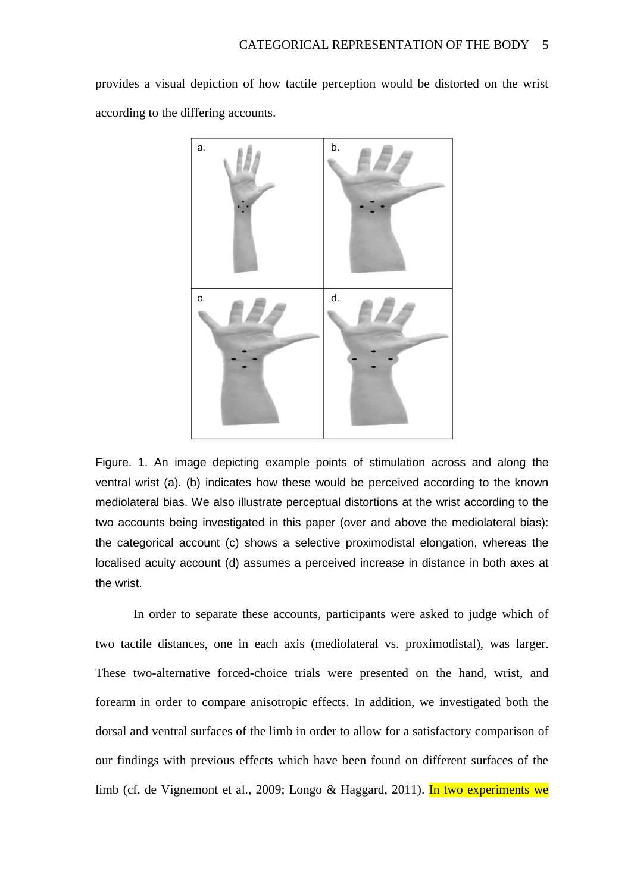provides a visual depiction of how tactile perception would be distorted on the wrist according to the differing accounts.

Figure. 1. An image depicting example points of stimulation across and along the ventral wrist (a). (b) indicates how these would be perceived according to the known mediolateral bias. We also illustrate perceptual distortions at the wrist according to the two accounts being investigated in this paper (over and above the mediolateral bias): the categorical account (c) shows a selective proximodistal elongation, whereas the localised acuity account (d) assumes a perceived increase in distance in both axes at the wrist.

In order to separate these accounts, participants were asked to judge which of two tactile distances, one in each axis (mediolateral vs. proximodistal), was larger. These two-alternative forced-choice trials were presented on the hand, wrist, and forearm in order to compare anisotropic effects. In addition, we investigated both the dorsal and ventral surfaces of the limb in order to allow for a satisfactory comparison of our findings with previous effects which have been found on different surfaces of the limb (cf. de Vignemont et al., 2009; Longo & Haggard, 2011). In two experiments we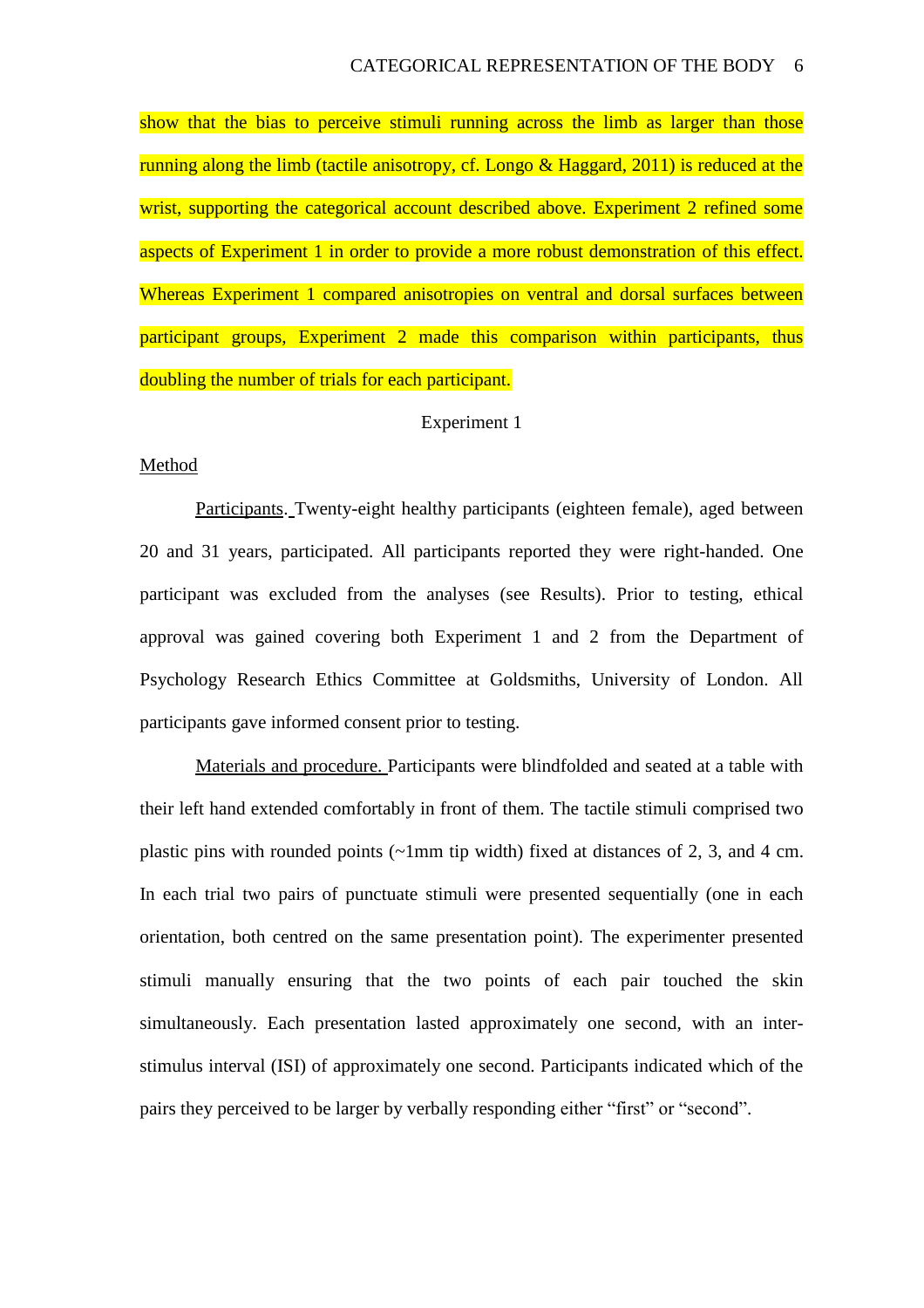show that the bias to perceive stimuli running across the limb as larger than those running along the limb (tactile anisotropy, cf. Longo & Haggard, 2011) is reduced at the wrist, supporting the categorical account described above. Experiment 2 refined some aspects of Experiment 1 in order to provide a more robust demonstration of this effect. Whereas Experiment 1 compared anisotropies on ventral and dorsal surfaces between participant groups, Experiment 2 made this comparison within participants, thus doubling the number of trials for each participant.

## Experiment 1

### Method

Participants. Twenty-eight healthy participants (eighteen female), aged between 20 and 31 years, participated. All participants reported they were right-handed. One participant was excluded from the analyses (see Results). Prior to testing, ethical approval was gained covering both Experiment 1 and 2 from the Department of Psychology Research Ethics Committee at Goldsmiths, University of London. All participants gave informed consent prior to testing.

Materials and procedure. Participants were blindfolded and seated at a table with their left hand extended comfortably in front of them. The tactile stimuli comprised two plastic pins with rounded points (~1mm tip width) fixed at distances of 2, 3, and 4 cm. In each trial two pairs of punctuate stimuli were presented sequentially (one in each orientation, both centred on the same presentation point). The experimenter presented stimuli manually ensuring that the two points of each pair touched the skin simultaneously. Each presentation lasted approximately one second, with an inter-stimulus interval (ISI) of approximately one second. Participants indicated which of the pairs they perceived to be larger by verbally responding either "first" or "second".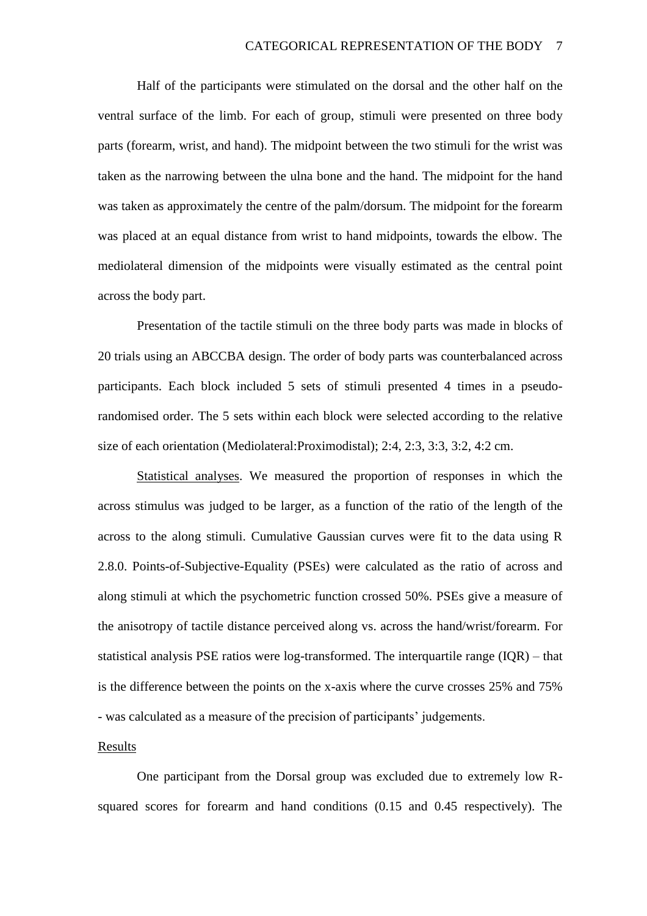Half of the participants were stimulated on the dorsal and the other half on the ventral surface of the limb. For each of group, stimuli were presented on three body parts (forearm, wrist, and hand). The midpoint between the two stimuli for the wrist was taken as the narrowing between the ulna bone and the hand. The midpoint for the hand was taken as approximately the centre of the palm/dorsum. The midpoint for the forearm was placed at an equal distance from wrist to hand midpoints, towards the elbow. The mediolateral dimension of the midpoints were visually estimated as the central point across the body part.

Presentation of the tactile stimuli on the three body parts was made in blocks of 20 trials using an ABCCBA design. The order of body parts was counterbalanced across participants. Each block included 5 sets of stimuli presented 4 times in a pseudo-randomised order. The 5 sets within each block were selected according to the relative size of each orientation (Mediolateral:Proximodistal); 2:4, 2:3, 3:3, 3:2, 4:2 cm.

Statistical analyses. We measured the proportion of responses in which the across stimulus was judged to be larger, as a function of the ratio of the length of the across to the along stimuli. Cumulative Gaussian curves were fit to the data using R 2.8.0. Points-of-Subjective-Equality (PSEs) were calculated as the ratio of across and along stimuli at which the psychometric function crossed 50%. PSEs give a measure of the anisotropy of tactile distance perceived along vs. across the hand/wrist/forearm. For statistical analysis PSE ratios were log-transformed. The interquartile range (IQR) – that is the difference between the points on the x-axis where the curve crosses 25% and 75% - was calculated as a measure of the precision of participants' judgements.

## Results

One participant from the Dorsal group was excluded due to extremely low R-squared scores for forearm and hand conditions (0.15 and 0.45 respectively). The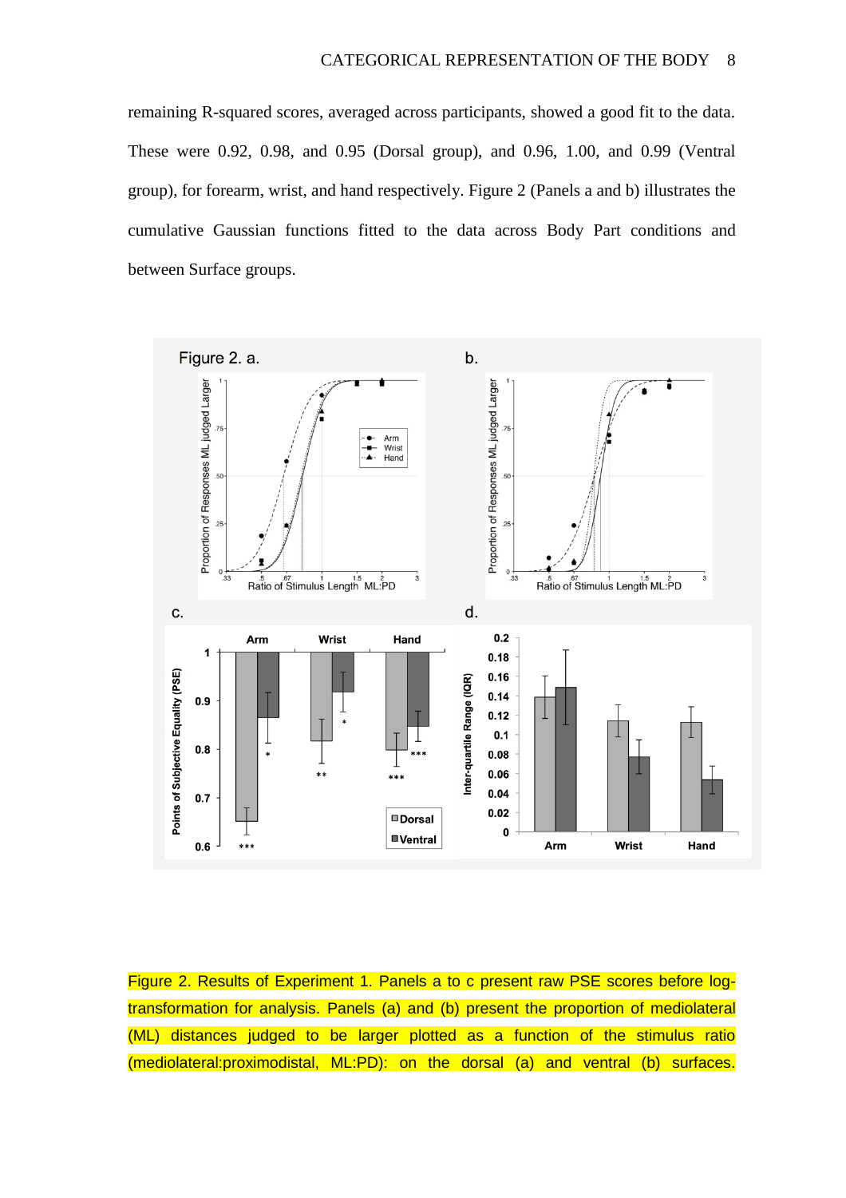remaining R-squared scores, averaged across participants, showed a good fit to the data. These were 0.92, 0.98, and 0.95 (Dorsal group), and 0.96, 1.00, and 0.99 (Ventral group), for forearm, wrist, and hand respectively. Figure 2 (Panels a and b) illustrates the cumulative Gaussian functions fitted to the data across Body Part conditions and between Surface groups.

Figure 2. Results of Experiment 1. Panels a to c present raw PSE scores before log-transformation for analysis. Panels (a) and (b) present the proportion of mediolateral (ML) distances judged to be larger plotted as a function of the stimulus ratio (mediolateral:proximodistal, ML:PD): on the dorsal (a) and ventral (b) surfaces.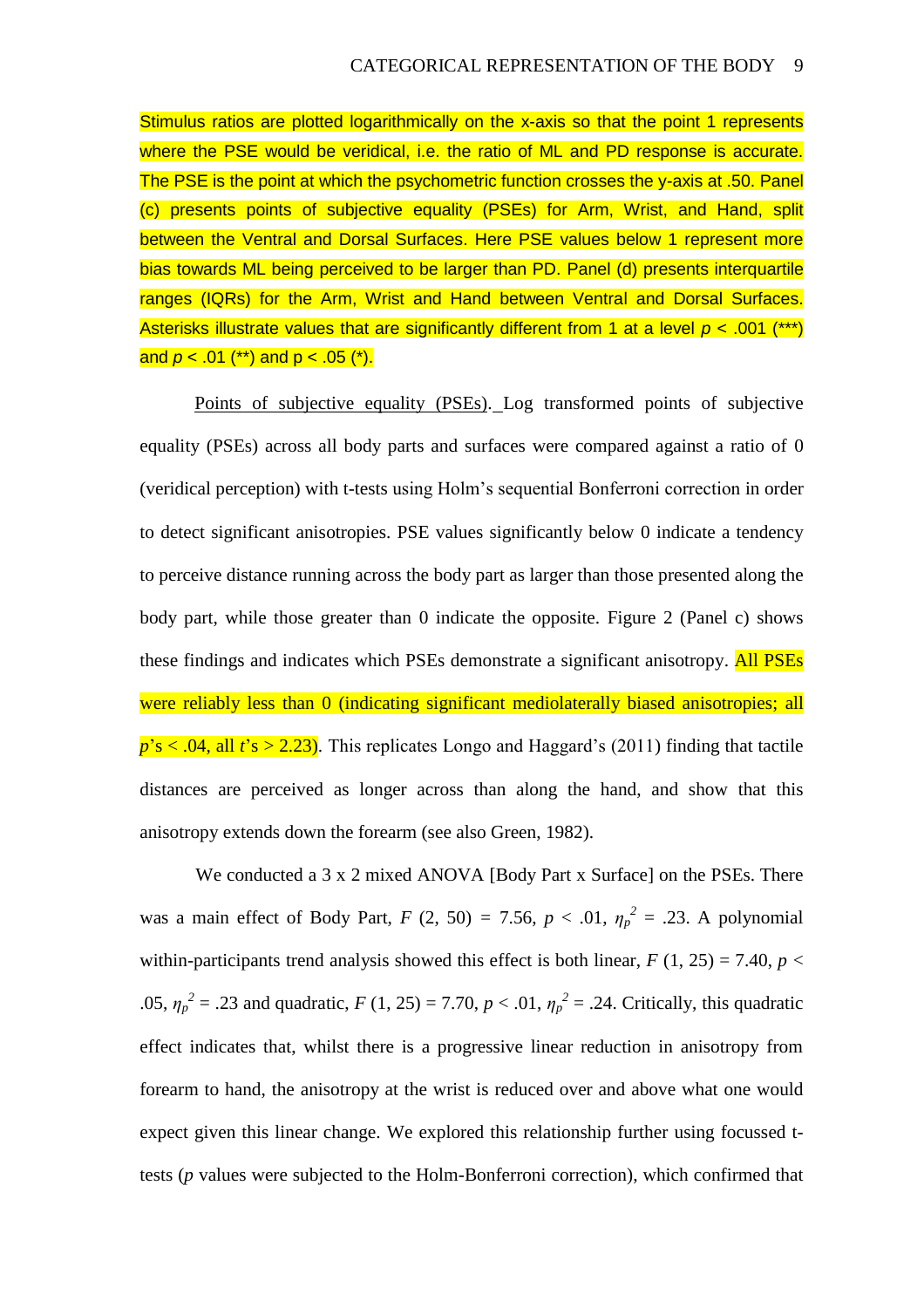Stimulus ratios are plotted logarithmically on the x-axis so that the point 1 represents where the PSE would be veridical, i.e. the ratio of ML and PD response is accurate. The PSE is the point at which the psychometric function crosses the y-axis at .50. Panel (c) presents points of subjective equality (PSEs) for Arm, Wrist, and Hand, split between the Ventral and Dorsal Surfaces. Here PSE values below 1 represent more bias towards ML being perceived to be larger than PD. Panel (d) presents interquartile ranges (IQRs) for the Arm, Wrist and Hand between Ventral and Dorsal Surfaces. Asterisks illustrate values that are significantly different from 1 at a level $p$ < .001 (***) and $p$ < .01 (**) and p < .05 (*).

Points of subjective equality (PSEs). Log transformed points of subjective equality (PSEs) across all body parts and surfaces were compared against a ratio of 0 (veridical perception) with t-tests using Holm's sequential Bonferroni correction in order to detect significant anisotropies. PSE values significantly below 0 indicate a tendency to perceive distance running across the body part as larger than those presented along the body part, while those greater than 0 indicate the opposite. Figure 2 (Panel c) shows these findings and indicates which PSEs demonstrate a significant anisotropy. All PSEs were reliably less than 0 (indicating significant mediolaterally biased anisotropies; all $p$'s < .04, all $t$'s > 2.23). This replicates Longo and Haggard's (2011) finding that tactile distances are perceived as longer across than along the hand, and show that this anisotropy extends down the forearm (see also Green, 1982).

We conducted a 3 x 2 mixed ANOVA [Body Part x Surface] on the PSEs. There was a main effect of Body Part, $F$ (2, 50) = 7.56, $p$ < .01, $\eta_p^2$ = .23. A polynomial within-participants trend analysis showed this effect is both linear, $F$ (1, 25) = 7.40, $p$ < .05, $\eta_p^2$ = .23 and quadratic, $F$ (1, 25) = 7.70, $p$ < .01, $\eta_p^2$ = .24. Critically, this quadratic effect indicates that, whilst there is a progressive linear reduction in anisotropy from forearm to hand, the anisotropy at the wrist is reduced over and above what one would expect given this linear change. We explored this relationship further using focussed t-tests ($p$ values were subjected to the Holm-Bonferroni correction), which confirmed that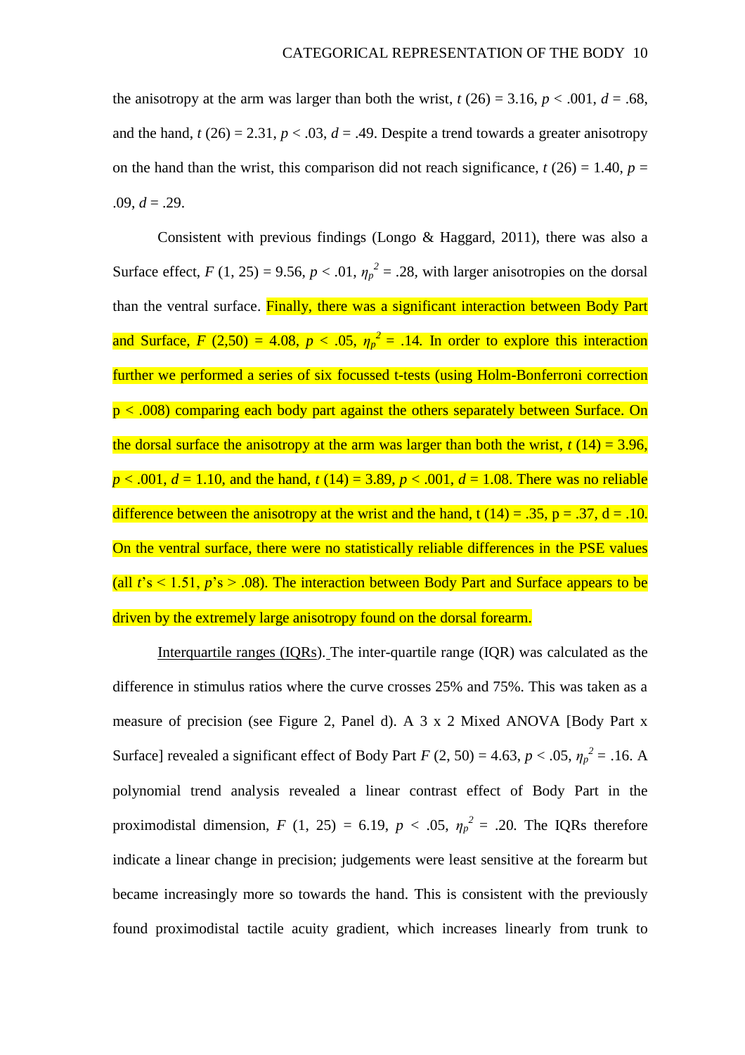the anisotropy at the arm was larger than both the wrist, $t$ (26) = 3.16, $p < .001$, $d = .68$, and the hand, $t$ (26) = 2.31, $p < .03$, $d = .49$. Despite a trend towards a greater anisotropy on the hand than the wrist, this comparison did not reach significance, $t$ (26) = 1.40, $p = .09$, $d = .29$.

Consistent with previous findings (Longo & Haggard, 2011), there was also a Surface effect, $F$ (1, 25) = 9.56, $p < .01$, $\eta_p^2 = .28$, with larger anisotropies on the dorsal than the ventral surface. Finally, there was a significant interaction between Body Part and Surface, $F$ (2,50) = 4.08, $p < .05$, $\eta_p^2 = .14$. In order to explore this interaction further we performed a series of six focussed t-tests (using Holm-Bonferroni correction p < .008) comparing each body part against the others separately between Surface. On the dorsal surface the anisotropy at the arm was larger than both the wrist, $t$ (14) = 3.96, $p < .001$, $d = 1.10$, and the hand, $t$ (14) = 3.89, $p < .001$, $d = 1.08$. There was no reliable difference between the anisotropy at the wrist and the hand, t (14) = .35, p = .37, d = .10. On the ventral surface, there were no statistically reliable differences in the PSE values (all $t$'s < 1.51, $p$'s > .08). The interaction between Body Part and Surface appears to be driven by the extremely large anisotropy found on the dorsal forearm.

Interquartile ranges (IQRs). The inter-quartile range (IQR) was calculated as the difference in stimulus ratios where the curve crosses 25% and 75%. This was taken as a measure of precision (see Figure 2, Panel d). A 3 x 2 Mixed ANOVA [Body Part x Surface] revealed a significant effect of Body Part $F$ (2, 50) = 4.63, $p < .05$, $\eta_p^2 = .16$. A polynomial trend analysis revealed a linear contrast effect of Body Part in the proximodistal dimension, $F$ (1, 25) = 6.19, $p < .05$, $\eta_p^2 = .20$. The IQRs therefore indicate a linear change in precision; judgements were least sensitive at the forearm but became increasingly more so towards the hand. This is consistent with the previously found proximodistal tactile acuity gradient, which increases linearly from trunk to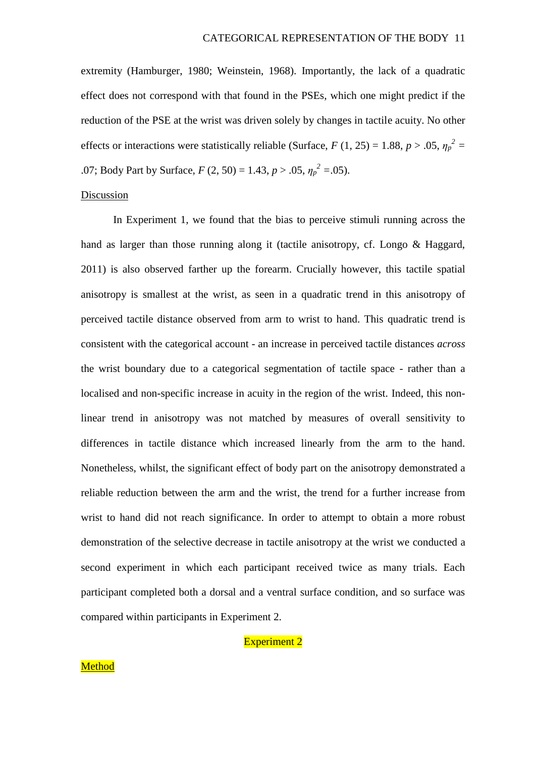extremity (Hamburger, 1980; Weinstein, 1968). Importantly, the lack of a quadratic effect does not correspond with that found in the PSEs, which one might predict if the reduction of the PSE at the wrist was driven solely by changes in tactile acuity. No other effects or interactions were statistically reliable (Surface, $F$ (1, 25) = 1.88, $p > .05$, $\eta_p^2$ = .07; Body Part by Surface, $F$ (2, 50) = 1.43, $p > .05$, $\eta_p^2$ =.05).

## Discussion

In Experiment 1, we found that the bias to perceive stimuli running across the hand as larger than those running along it (tactile anisotropy, cf. Longo & Haggard, 2011) is also observed farther up the forearm. Crucially however, this tactile spatial anisotropy is smallest at the wrist, as seen in a quadratic trend in this anisotropy of perceived tactile distance observed from arm to wrist to hand. This quadratic trend is consistent with the categorical account - an increase in perceived tactile distances *across* the wrist boundary due to a categorical segmentation of tactile space - rather than a localised and non-specific increase in acuity in the region of the wrist. Indeed, this non-linear trend in anisotropy was not matched by measures of overall sensitivity to differences in tactile distance which increased linearly from the arm to the hand. Nonetheless, whilst, the significant effect of body part on the anisotropy demonstrated a reliable reduction between the arm and the wrist, the trend for a further increase from wrist to hand did not reach significance. In order to attempt to obtain a more robust demonstration of the selective decrease in tactile anisotropy at the wrist we conducted a second experiment in which each participant received twice as many trials. Each participant completed both a dorsal and a ventral surface condition, and so surface was compared within participants in Experiment 2.

# Experiment 2

## Method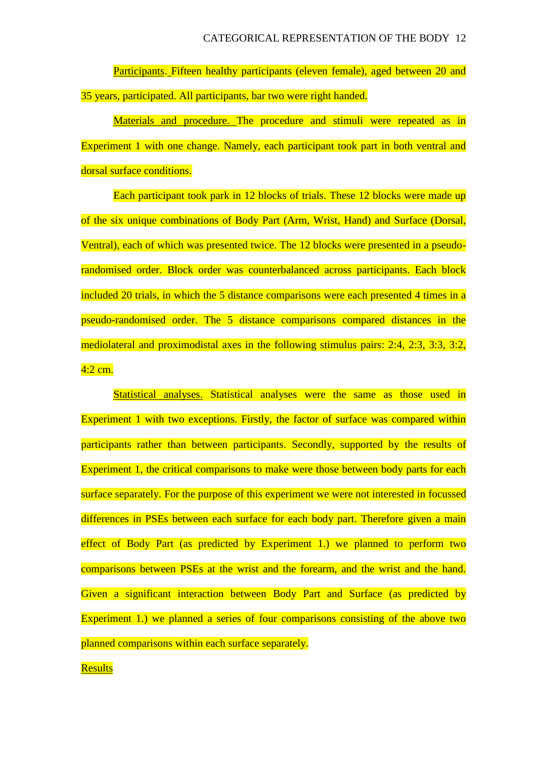Participants. Fifteen healthy participants (eleven female), aged between 20 and 35 years, participated. All participants, bar two were right handed.

Materials and procedure. The procedure and stimuli were repeated as in Experiment 1 with one change. Namely, each participant took part in both ventral and dorsal surface conditions.

Each participant took park in 12 blocks of trials. These 12 blocks were made up of the six unique combinations of Body Part (Arm, Wrist, Hand) and Surface (Dorsal, Ventral), each of which was presented twice. The 12 blocks were presented in a pseudo-randomised order. Block order was counterbalanced across participants. Each block included 20 trials, in which the 5 distance comparisons were each presented 4 times in a pseudo-randomised order. The 5 distance comparisons compared distances in the mediolateral and proximodistal axes in the following stimulus pairs: 2:4, 2:3, 3:3, 3:2, 4:2 cm.

Statistical analyses. Statistical analyses were the same as those used in Experiment 1 with two exceptions. Firstly, the factor of surface was compared within participants rather than between participants. Secondly, supported by the results of Experiment 1, the critical comparisons to make were those between body parts for each surface separately. For the purpose of this experiment we were not interested in focussed differences in PSEs between each surface for each body part. Therefore given a main effect of Body Part (as predicted by Experiment 1.) we planned to perform two comparisons between PSEs at the wrist and the forearm, and the wrist and the hand. Given a significant interaction between Body Part and Surface (as predicted by Experiment 1.) we planned a series of four comparisons consisting of the above two planned comparisons within each surface separately.

## Results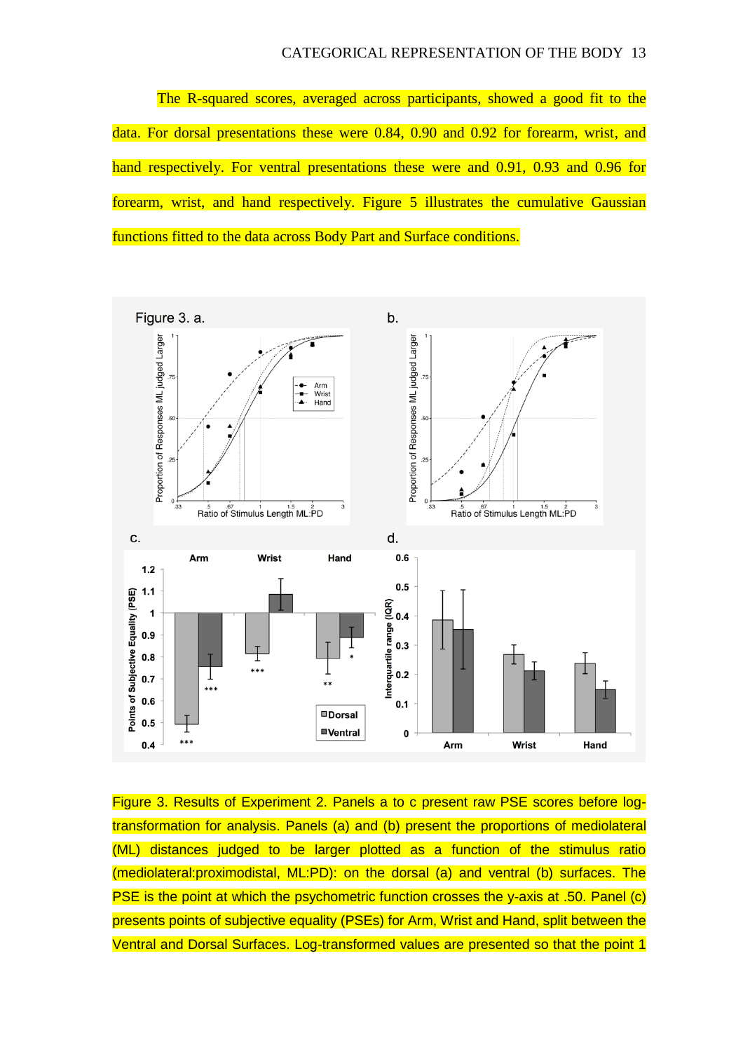The R-squared scores, averaged across participants, showed a good fit to the data. For dorsal presentations these were 0.84, 0.90 and 0.92 for forearm, wrist, and hand respectively. For ventral presentations these were and 0.91, 0.93 and 0.96 for forearm, wrist, and hand respectively. Figure 5 illustrates the cumulative Gaussian functions fitted to the data across Body Part and Surface conditions.

Figure 3. Results of Experiment 2. Panels a to c present raw PSE scores before log-transformation for analysis. Panels (a) and (b) present the proportions of mediolateral (ML) distances judged to be larger plotted as a function of the stimulus ratio (mediolateral:proximodistal, ML:PD): on the dorsal (a) and ventral (b) surfaces. The PSE is the point at which the psychometric function crosses the y-axis at .50. Panel (c) presents points of subjective equality (PSEs) for Arm, Wrist and Hand, split between the Ventral and Dorsal Surfaces. Log-transformed values are presented so that the point 1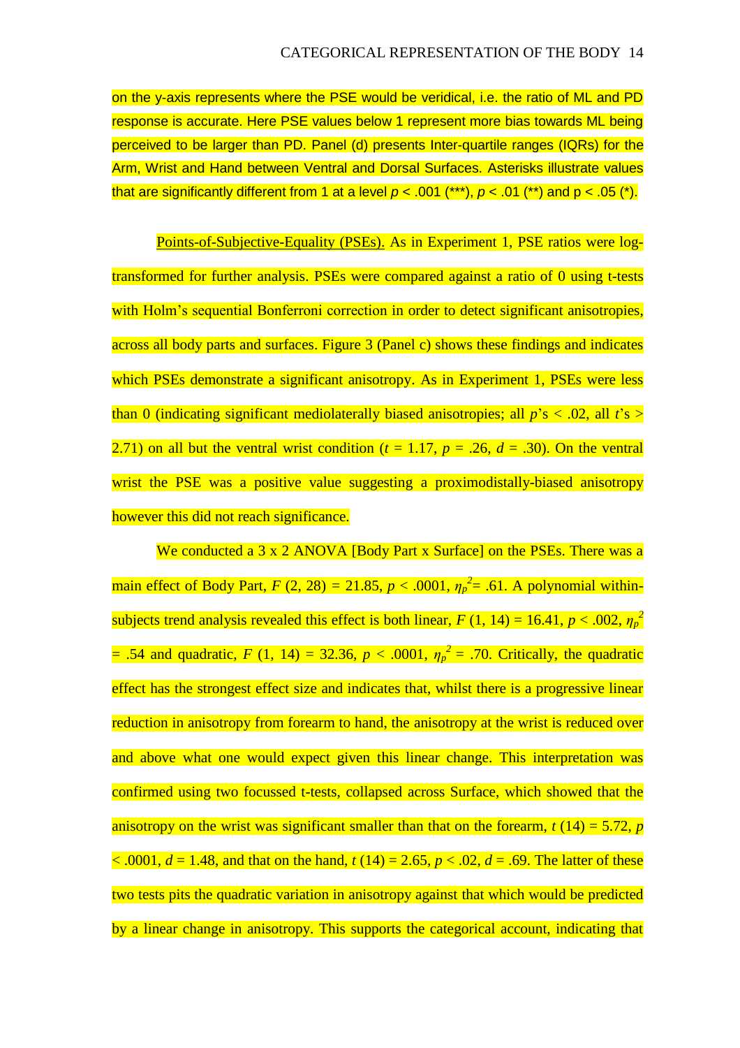on the y-axis represents where the PSE would be veridical, i.e. the ratio of ML and PD response is accurate. Here PSE values below 1 represent more bias towards ML being perceived to be larger than PD. Panel (d) presents Inter-quartile ranges (IQRs) for the Arm, Wrist and Hand between Ventral and Dorsal Surfaces. Asterisks illustrate values that are significantly different from 1 at a level $p < .001$ (***), $p < .01$ (**) and $p < .05$ (*).

Points-of-Subjective-Equality (PSEs). As in Experiment 1, PSE ratios were log-transformed for further analysis. PSEs were compared against a ratio of 0 using t-tests with Holm's sequential Bonferroni correction in order to detect significant anisotropies, across all body parts and surfaces. Figure 3 (Panel c) shows these findings and indicates which PSEs demonstrate a significant anisotropy. As in Experiment 1, PSEs were less than 0 (indicating significant mediolaterally biased anisotropies; all $p$'s $< .02$, all $t$'s $> 2.71$) on all but the ventral wrist condition ($t = 1.17$, $p = .26$, $d = .30$). On the ventral wrist the PSE was a positive value suggesting a proximodistally-biased anisotropy however this did not reach significance.

We conducted a 3 x 2 ANOVA [Body Part x Surface] on the PSEs. There was a main effect of Body Part, $F$ (2, 28) = 21.85, $p < .0001$, $\eta_p^2 = .61$. A polynomial within-subjects trend analysis revealed this effect is both linear, $F$ (1, 14) = 16.41, $p < .002$, $\eta_p^2 = .54$ and quadratic, $F$ (1, 14) = 32.36, $p < .0001$, $\eta_p^2 = .70$. Critically, the quadratic effect has the strongest effect size and indicates that, whilst there is a progressive linear reduction in anisotropy from forearm to hand, the anisotropy at the wrist is reduced over and above what one would expect given this linear change. This interpretation was confirmed using two focussed t-tests, collapsed across Surface, which showed that the anisotropy on the wrist was significant smaller than that on the forearm, $t$ (14) = 5.72, $p < .0001$, $d = 1.48$, and that on the hand, $t$ (14) = 2.65, $p < .02$, $d = .69$. The latter of these two tests pits the quadratic variation in anisotropy against that which would be predicted by a linear change in anisotropy. This supports the categorical account, indicating that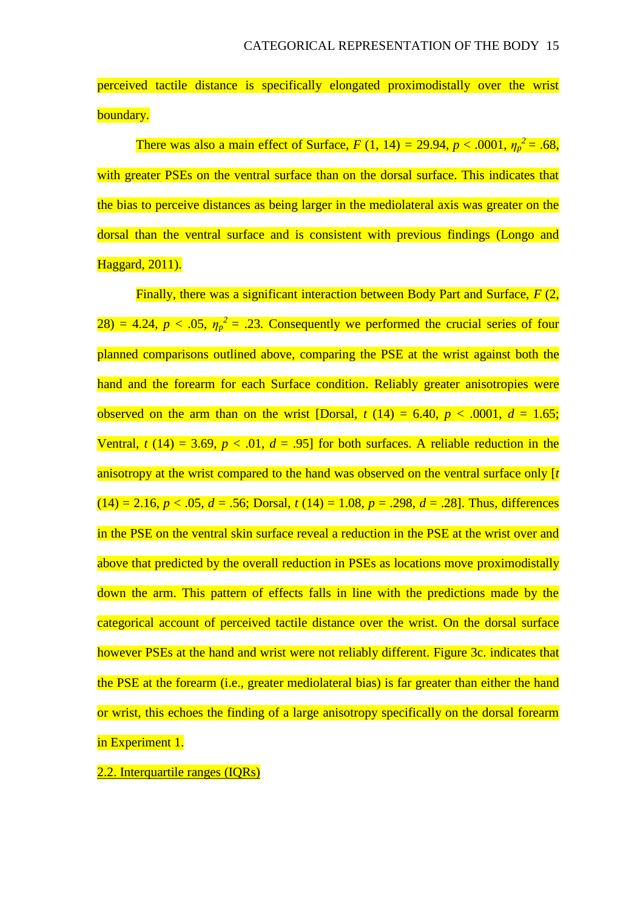perceived tactile distance is specifically elongated proximodistally over the wrist boundary.

There was also a main effect of Surface, $F$ (1, 14) = 29.94, $p < .0001$, $\eta_p^2 = .68$, with greater PSEs on the ventral surface than on the dorsal surface. This indicates that the bias to perceive distances as being larger in the mediolateral axis was greater on the dorsal than the ventral surface and is consistent with previous findings (Longo and Haggard, 2011).

Finally, there was a significant interaction between Body Part and Surface, $F$ (2, 28) = 4.24, $p < .05$, $\eta_p^2 = .23$. Consequently we performed the crucial series of four planned comparisons outlined above, comparing the PSE at the wrist against both the hand and the forearm for each Surface condition. Reliably greater anisotropies were observed on the arm than on the wrist [Dorsal, $t$ (14) = 6.40, $p < .0001$, $d$ = 1.65; Ventral, $t$ (14) = 3.69, $p < .01$, $d$ = .95] for both surfaces. A reliable reduction in the anisotropy at the wrist compared to the hand was observed on the ventral surface only [$t$ (14) = 2.16, $p < .05$, $d$ = .56; Dorsal, $t$ (14) = 1.08, $p$ = .298, $d$ = .28]. Thus, differences in the PSE on the ventral skin surface reveal a reduction in the PSE at the wrist over and above that predicted by the overall reduction in PSEs as locations move proximodistally down the arm. This pattern of effects falls in line with the predictions made by the categorical account of perceived tactile distance over the wrist. On the dorsal surface however PSEs at the hand and wrist were not reliably different. Figure 3c. indicates that the PSE at the forearm (i.e., greater mediolateral bias) is far greater than either the hand or wrist, this echoes the finding of a large anisotropy specifically on the dorsal forearm in Experiment 1.

2.2. Interquartile ranges (IQRs)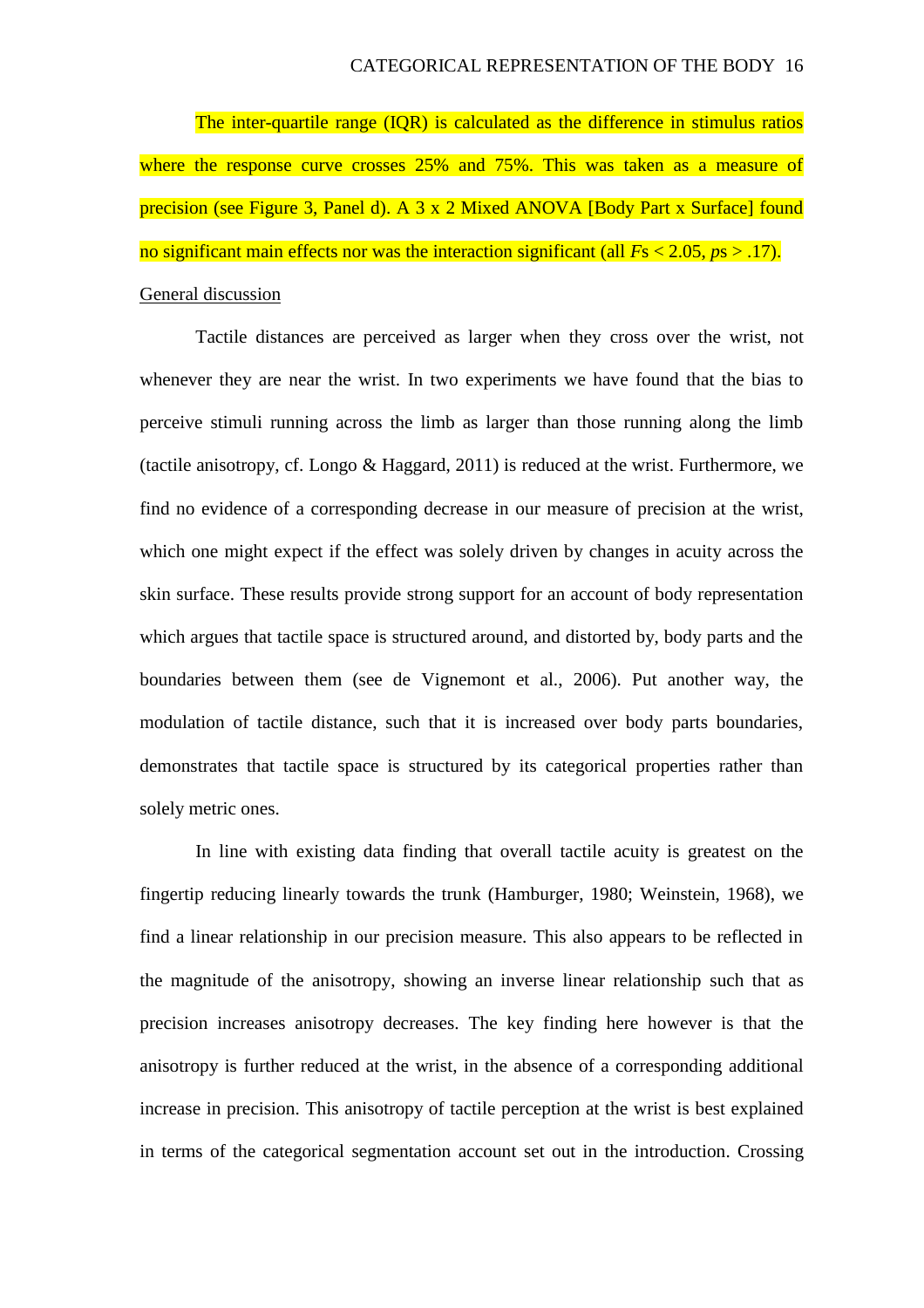The inter-quartile range (IQR) is calculated as the difference in stimulus ratios where the response curve crosses 25% and 75%. This was taken as a measure of precision (see Figure 3, Panel d). A 3 x 2 Mixed ANOVA [Body Part x Surface] found no significant main effects nor was the interaction significant (all $F$s < 2.05, $p$s > .17).

## General discussion

Tactile distances are perceived as larger when they cross over the wrist, not whenever they are near the wrist. In two experiments we have found that the bias to perceive stimuli running across the limb as larger than those running along the limb (tactile anisotropy, cf. Longo & Haggard, 2011) is reduced at the wrist. Furthermore, we find no evidence of a corresponding decrease in our measure of precision at the wrist, which one might expect if the effect was solely driven by changes in acuity across the skin surface. These results provide strong support for an account of body representation which argues that tactile space is structured around, and distorted by, body parts and the boundaries between them (see de Vignemont et al., 2006). Put another way, the modulation of tactile distance, such that it is increased over body parts boundaries, demonstrates that tactile space is structured by its categorical properties rather than solely metric ones.

In line with existing data finding that overall tactile acuity is greatest on the fingertip reducing linearly towards the trunk (Hamburger, 1980; Weinstein, 1968), we find a linear relationship in our precision measure. This also appears to be reflected in the magnitude of the anisotropy, showing an inverse linear relationship such that as precision increases anisotropy decreases. The key finding here however is that the anisotropy is further reduced at the wrist, in the absence of a corresponding additional increase in precision. This anisotropy of tactile perception at the wrist is best explained in terms of the categorical segmentation account set out in the introduction. Crossing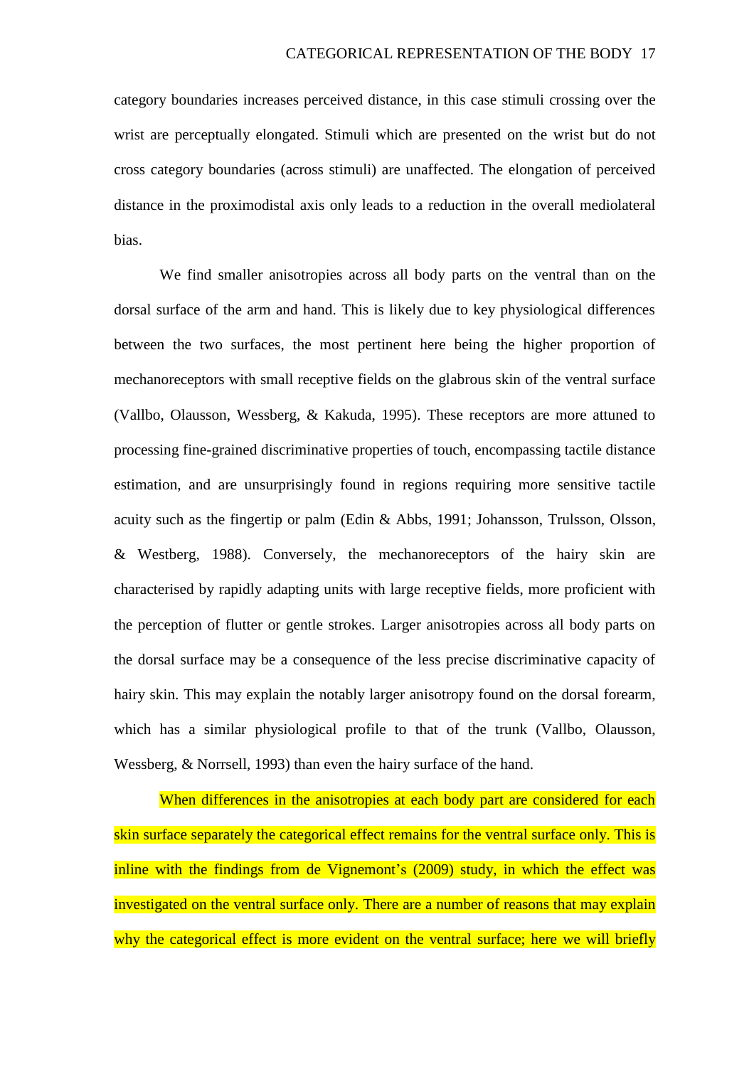category boundaries increases perceived distance, in this case stimuli crossing over the wrist are perceptually elongated. Stimuli which are presented on the wrist but do not cross category boundaries (across stimuli) are unaffected. The elongation of perceived distance in the proximodistal axis only leads to a reduction in the overall mediolateral bias.

We find smaller anisotropies across all body parts on the ventral than on the dorsal surface of the arm and hand. This is likely due to key physiological differences between the two surfaces, the most pertinent here being the higher proportion of mechanoreceptors with small receptive fields on the glabrous skin of the ventral surface (Vallbo, Olausson, Wessberg, & Kakuda, 1995). These receptors are more attuned to processing fine-grained discriminative properties of touch, encompassing tactile distance estimation, and are unsurprisingly found in regions requiring more sensitive tactile acuity such as the fingertip or palm (Edin & Abbs, 1991; Johansson, Trulsson, Olsson, & Westberg, 1988). Conversely, the mechanoreceptors of the hairy skin are characterised by rapidly adapting units with large receptive fields, more proficient with the perception of flutter or gentle strokes. Larger anisotropies across all body parts on the dorsal surface may be a consequence of the less precise discriminative capacity of hairy skin. This may explain the notably larger anisotropy found on the dorsal forearm, which has a similar physiological profile to that of the trunk (Vallbo, Olausson, Wessberg, & Norrsell, 1993) than even the hairy surface of the hand.

When differences in the anisotropies at each body part are considered for each skin surface separately the categorical effect remains for the ventral surface only. This is inline with the findings from de Vignemont's (2009) study, in which the effect was investigated on the ventral surface only. There are a number of reasons that may explain why the categorical effect is more evident on the ventral surface; here we will briefly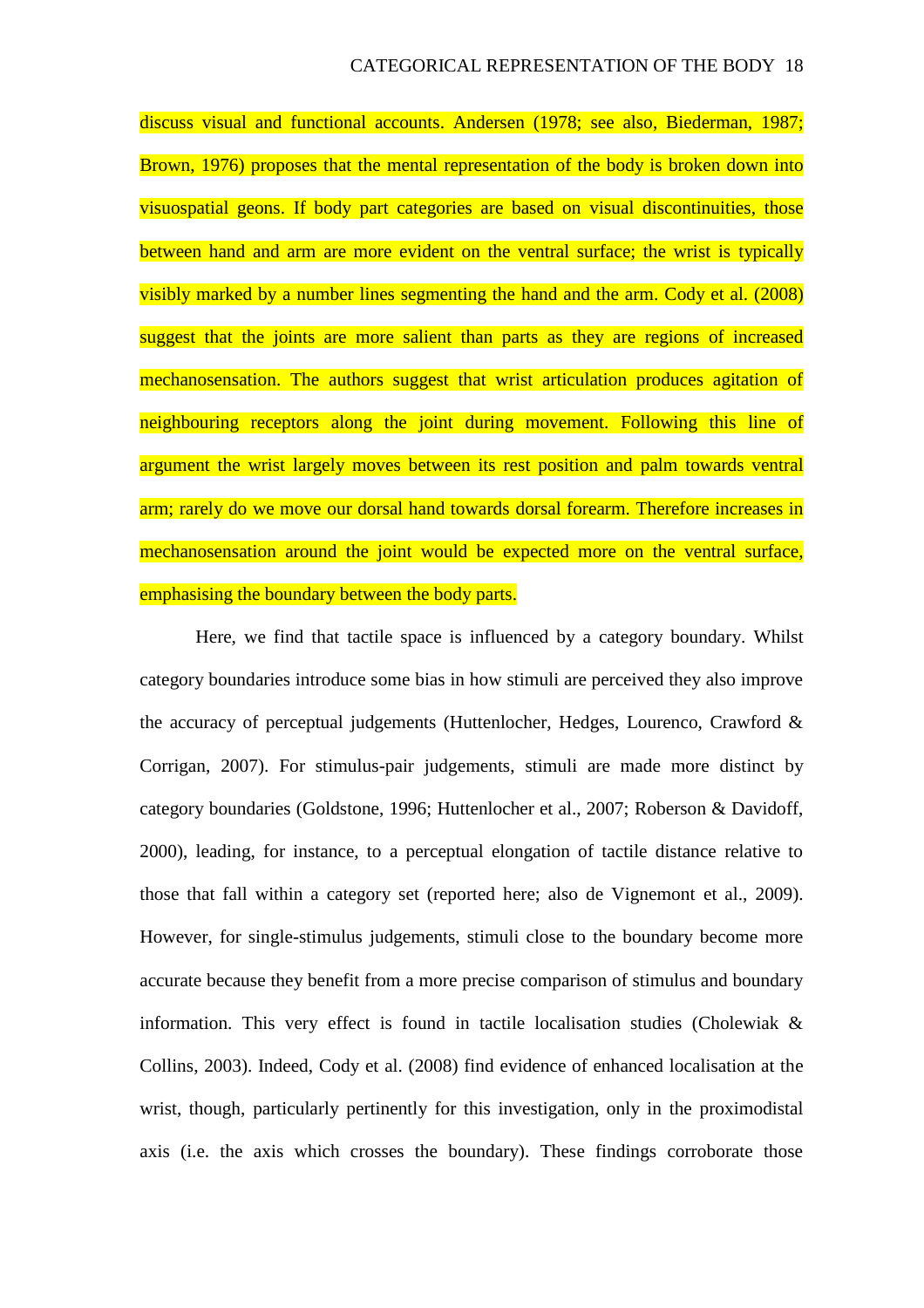discuss visual and functional accounts. Andersen (1978; see also, Biederman, 1987; Brown, 1976) proposes that the mental representation of the body is broken down into visuospatial geons. If body part categories are based on visual discontinuities, those between hand and arm are more evident on the ventral surface; the wrist is typically visibly marked by a number lines segmenting the hand and the arm. Cody et al. (2008) suggest that the joints are more salient than parts as they are regions of increased mechanosensation. The authors suggest that wrist articulation produces agitation of neighbouring receptors along the joint during movement. Following this line of argument the wrist largely moves between its rest position and palm towards ventral arm; rarely do we move our dorsal hand towards dorsal forearm. Therefore increases in mechanosensation around the joint would be expected more on the ventral surface, emphasising the boundary between the body parts.

Here, we find that tactile space is influenced by a category boundary. Whilst category boundaries introduce some bias in how stimuli are perceived they also improve the accuracy of perceptual judgements (Huttenlocher, Hedges, Lourenco, Crawford & Corrigan, 2007). For stimulus-pair judgements, stimuli are made more distinct by category boundaries (Goldstone, 1996; Huttenlocher et al., 2007; Roberson & Davidoff, 2000), leading, for instance, to a perceptual elongation of tactile distance relative to those that fall within a category set (reported here; also de Vignemont et al., 2009). However, for single-stimulus judgements, stimuli close to the boundary become more accurate because they benefit from a more precise comparison of stimulus and boundary information. This very effect is found in tactile localisation studies (Cholewiak & Collins, 2003). Indeed, Cody et al. (2008) find evidence of enhanced localisation at the wrist, though, particularly pertinently for this investigation, only in the proximodistal axis (i.e. the axis which crosses the boundary). These findings corroborate those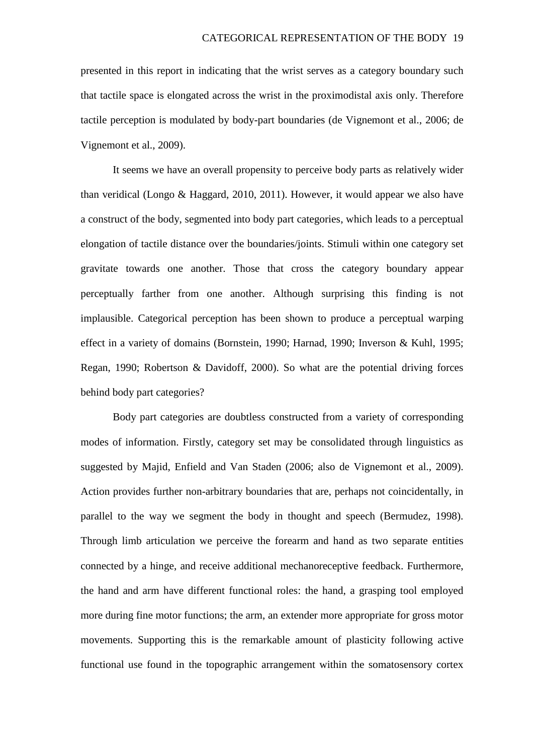presented in this report in indicating that the wrist serves as a category boundary such that tactile space is elongated across the wrist in the proximodistal axis only. Therefore tactile perception is modulated by body-part boundaries (de Vignemont et al., 2006; de Vignemont et al., 2009).

It seems we have an overall propensity to perceive body parts as relatively wider than veridical (Longo & Haggard, 2010, 2011). However, it would appear we also have a construct of the body, segmented into body part categories, which leads to a perceptual elongation of tactile distance over the boundaries/joints. Stimuli within one category set gravitate towards one another. Those that cross the category boundary appear perceptually farther from one another. Although surprising this finding is not implausible. Categorical perception has been shown to produce a perceptual warping effect in a variety of domains (Bornstein, 1990; Harnad, 1990; Inverson & Kuhl, 1995; Regan, 1990; Robertson & Davidoff, 2000). So what are the potential driving forces behind body part categories?

Body part categories are doubtless constructed from a variety of corresponding modes of information. Firstly, category set may be consolidated through linguistics as suggested by Majid, Enfield and Van Staden (2006; also de Vignemont et al., 2009). Action provides further non-arbitrary boundaries that are, perhaps not coincidentally, in parallel to the way we segment the body in thought and speech (Bermudez, 1998). Through limb articulation we perceive the forearm and hand as two separate entities connected by a hinge, and receive additional mechanoreceptive feedback. Furthermore, the hand and arm have different functional roles: the hand, a grasping tool employed more during fine motor functions; the arm, an extender more appropriate for gross motor movements. Supporting this is the remarkable amount of plasticity following active functional use found in the topographic arrangement within the somatosensory cortex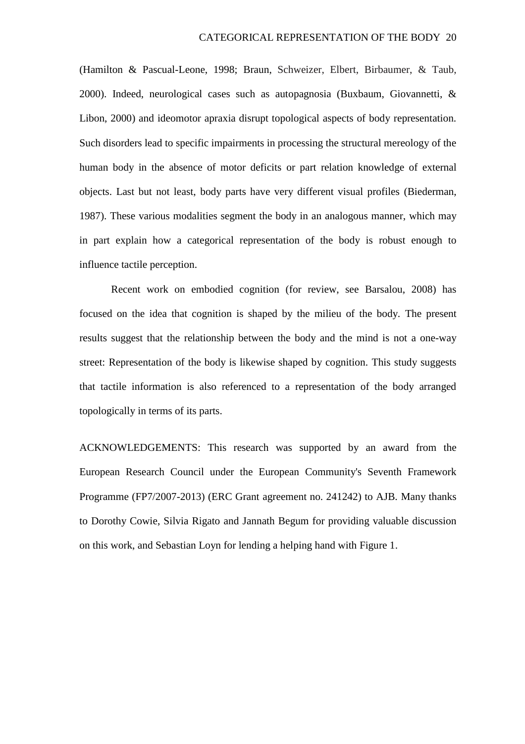(Hamilton & Pascual-Leone, 1998; Braun, Schweizer, Elbert, Birbaumer, & Taub, 2000). Indeed, neurological cases such as autopagnosia (Buxbaum, Giovannetti, & Libon, 2000) and ideomotor apraxia disrupt topological aspects of body representation. Such disorders lead to specific impairments in processing the structural mereology of the human body in the absence of motor deficits or part relation knowledge of external objects. Last but not least, body parts have very different visual profiles (Biederman, 1987). These various modalities segment the body in an analogous manner, which may in part explain how a categorical representation of the body is robust enough to influence tactile perception.

Recent work on embodied cognition (for review, see Barsalou, 2008) has focused on the idea that cognition is shaped by the milieu of the body. The present results suggest that the relationship between the body and the mind is not a one-way street: Representation of the body is likewise shaped by cognition. This study suggests that tactile information is also referenced to a representation of the body arranged topologically in terms of its parts.

ACKNOWLEDGEMENTS: This research was supported by an award from the European Research Council under the European Community's Seventh Framework Programme (FP7/2007-2013) (ERC Grant agreement no. 241242) to AJB. Many thanks to Dorothy Cowie, Silvia Rigato and Jannath Begum for providing valuable discussion on this work, and Sebastian Loyn for lending a helping hand with Figure 1.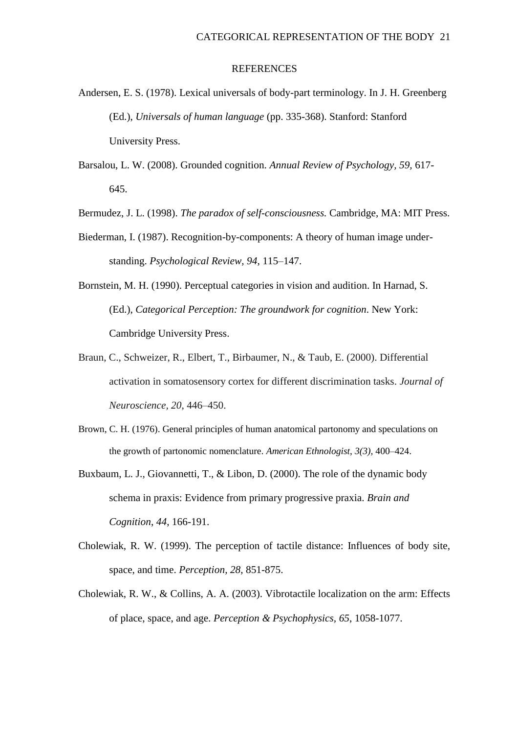## REFERENCES

Andersen, E. S. (1978). Lexical universals of body-part terminology. In J. H. Greenberg (Ed.), *Universals of human language* (pp. 335-368). Stanford: Stanford University Press.

Barsalou, L. W. (2008). Grounded cognition. *Annual Review of Psychology, 59,* 617-645.

Bermudez, J. L. (1998). *The paradox of self-consciousness.* Cambridge, MA: MIT Press.

Biederman, I. (1987). Recognition-by-components: A theory of human image understanding. *Psychological Review, 94*, 115–147.

Bornstein, M. H. (1990). Perceptual categories in vision and audition. In Harnad, S. (Ed.), *Categorical Perception: The groundwork for cognition*. New York: Cambridge University Press.

Braun, C., Schweizer, R., Elbert, T., Birbaumer, N., & Taub, E. (2000). Differential activation in somatosensory cortex for different discrimination tasks. *Journal of Neuroscience, 20*, 446–450.

Brown, C. H. (1976). General principles of human anatomical partonomy and speculations on the growth of partonomic nomenclature. *American Ethnologist, 3(3),* 400–424.

Buxbaum, L. J., Giovannetti, T., & Libon, D. (2000). The role of the dynamic body schema in praxis: Evidence from primary progressive praxia. *Brain and Cognition*, *44*, 166-191.

Cholewiak, R. W. (1999). The perception of tactile distance: Influences of body site, space, and time. *Perception, 28*, 851-875.

Cholewiak, R. W., & Collins, A. A. (2003). Vibrotactile localization on the arm: Effects of place, space, and age. *Perception & Psychophysics, 65*, 1058-1077.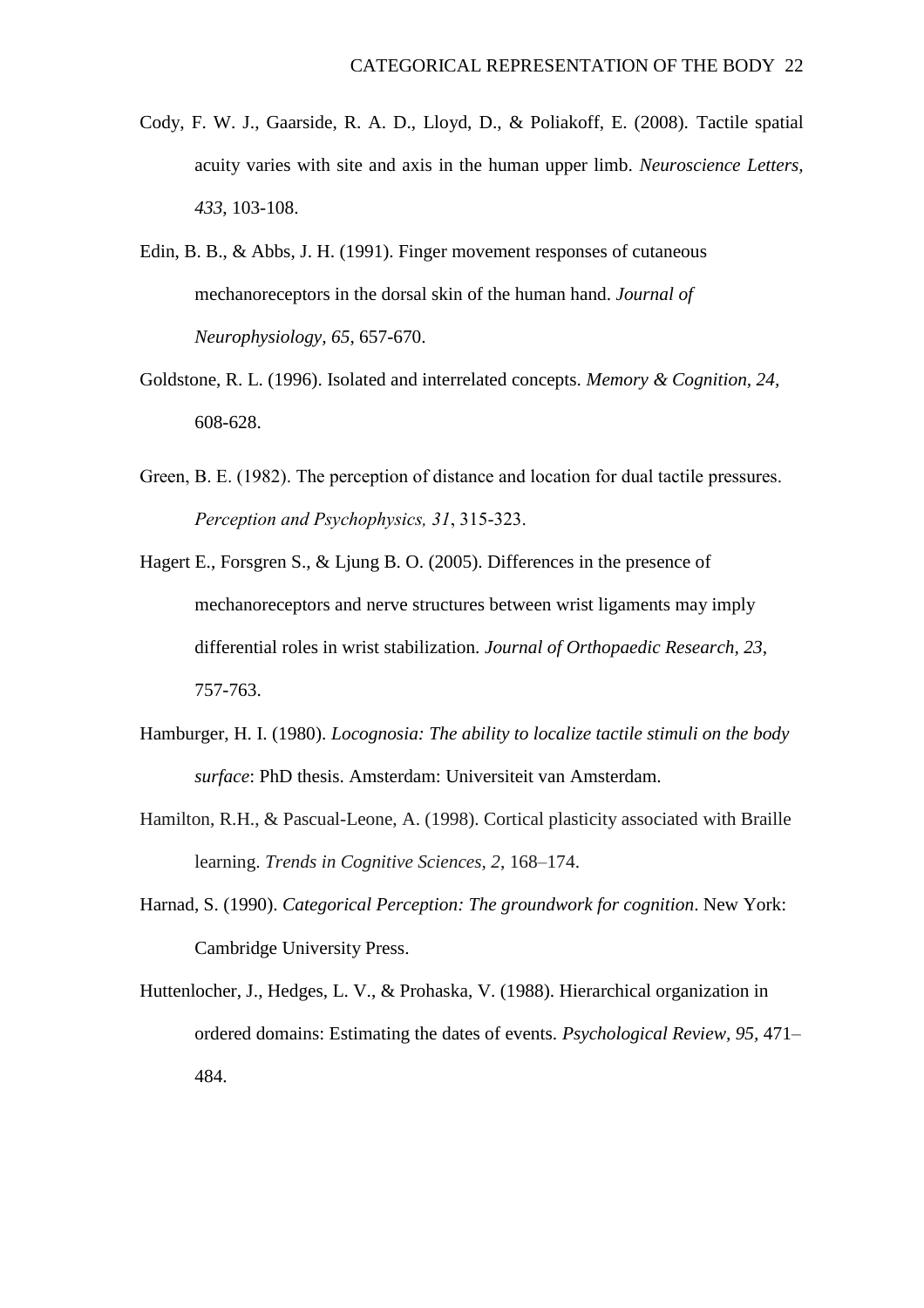Cody, F. W. J., Gaarside, R. A. D., Lloyd, D., & Poliakoff, E. (2008). Tactile spatial acuity varies with site and axis in the human upper limb. *Neuroscience Letters, 433*, 103-108.

Edin, B. B., & Abbs, J. H. (1991). Finger movement responses of cutaneous mechanoreceptors in the dorsal skin of the human hand. *Journal of Neurophysiology, 65*, 657-670.

Goldstone, R. L. (1996). Isolated and interrelated concepts. *Memory & Cognition*, *24*, 608-628.

Green, B. E. (1982). The perception of distance and location for dual tactile pressures. *Perception and Psychophysics, 31*, 315-323.

Hagert E., Forsgren S., & Ljung B. O. (2005). Differences in the presence of mechanoreceptors and nerve structures between wrist ligaments may imply differential roles in wrist stabilization. *Journal of Orthopaedic Research, 23*, 757-763.

Hamburger, H. I. (1980). *Locognosia: The ability to localize tactile stimuli on the body surface*: PhD thesis. Amsterdam: Universiteit van Amsterdam.

Hamilton, R.H., & Pascual-Leone, A. (1998). Cortical plasticity associated with Braille learning. *Trends in Cognitive Sciences, 2*, 168–174.

Harnad, S. (1990). *Categorical Perception: The groundwork for cognition*. New York: Cambridge University Press.

Huttenlocher, J., Hedges, L. V., & Prohaska, V. (1988). Hierarchical organization in ordered domains: Estimating the dates of events. *Psychological Review*, *95*, 471–484.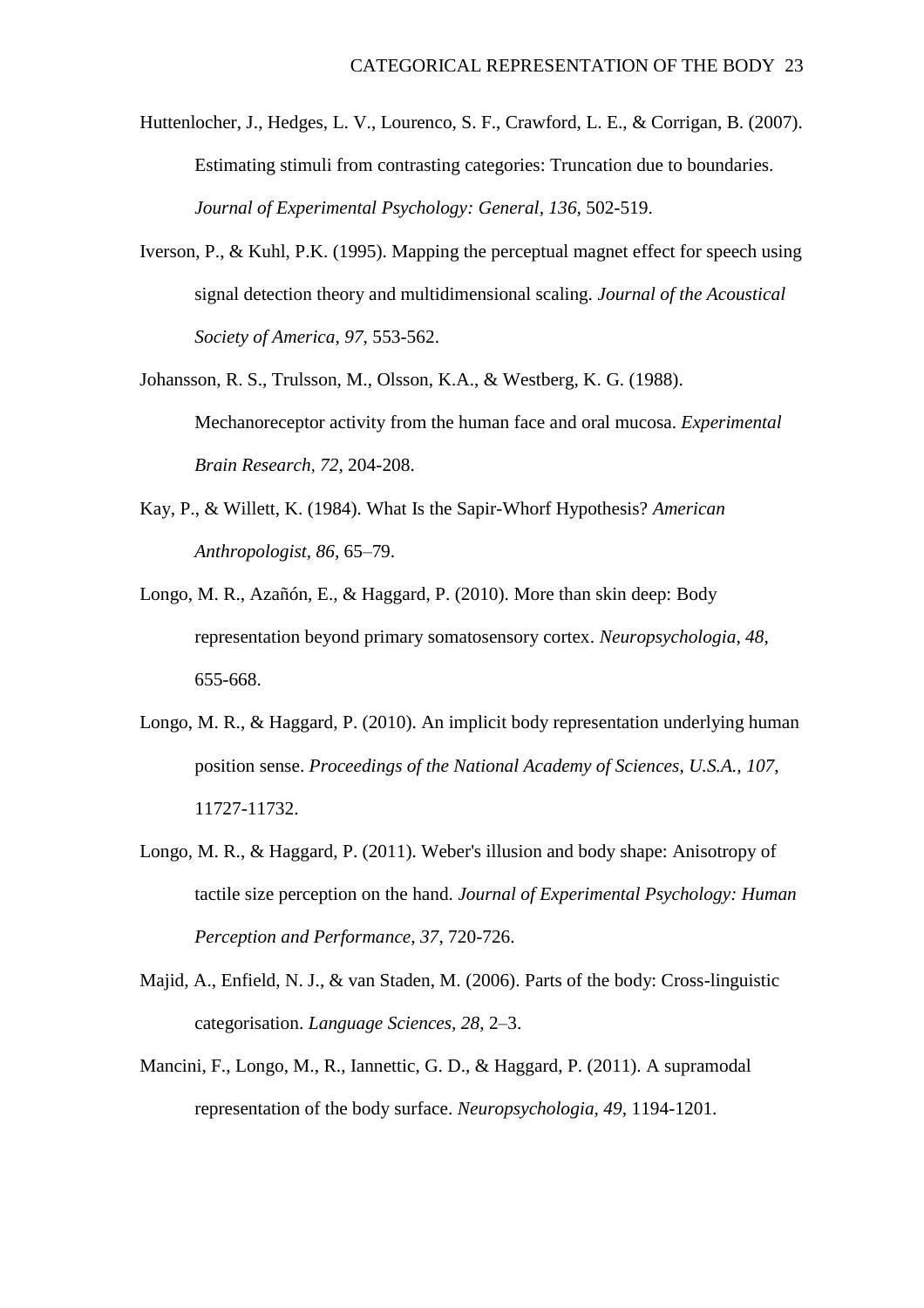Huttenlocher, J., Hedges, L. V., Lourenco, S. F., Crawford, L. E., & Corrigan, B. (2007). Estimating stimuli from contrasting categories: Truncation due to boundaries. *Journal of Experimental Psychology: General*, *136*, 502-519.

Iverson, P., & Kuhl, P.K. (1995). Mapping the perceptual magnet effect for speech using signal detection theory and multidimensional scaling. *Journal of the Acoustical Society of America*, *97*, 553-562.

Johansson, R. S., Trulsson, M., Olsson, K.A., & Westberg, K. G. (1988). Mechanoreceptor activity from the human face and oral mucosa. *Experimental Brain Research, 72*, 204-208.

Kay, P., & Willett, K. (1984). What Is the Sapir-Whorf Hypothesis? *American Anthropologist*, *86*, 65–79.

Longo, M. R., Azañón, E., & Haggard, P. (2010). More than skin deep: Body representation beyond primary somatosensory cortex. *Neuropsychologia, 48*, 655-668.

Longo, M. R., & Haggard, P. (2010). An implicit body representation underlying human position sense. *Proceedings of the National Academy of Sciences*, *U.S.A., 107*, 11727-11732.

Longo, M. R., & Haggard, P. (2011). Weber's illusion and body shape: Anisotropy of tactile size perception on the hand. *Journal of Experimental Psychology: Human Perception and Performance, 37*, 720-726.

Majid, A., Enfield, N. J., & van Staden, M. (2006). Parts of the body: Cross-linguistic categorisation. *Language Sciences, 28*, 2–3.

Mancini, F., Longo, M., R., Iannettic, G. D., & Haggard, P. (2011). A supramodal representation of the body surface. *Neuropsychologia*, *49*, 1194-1201.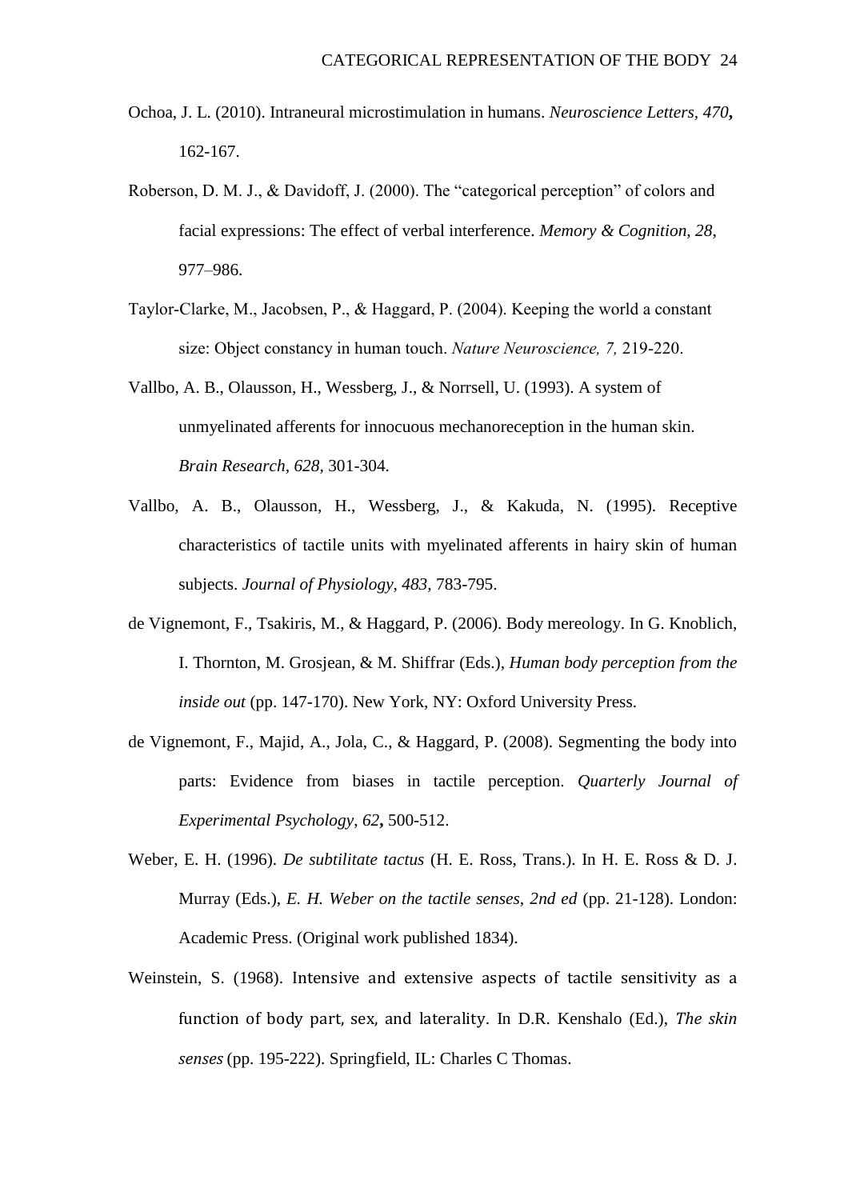Ochoa, J. L. (2010). Intraneural microstimulation in humans. *Neuroscience Letters, 470***,** 162-167.

Roberson, D. M. J., & Davidoff, J. (2000). The "categorical perception" of colors and facial expressions: The effect of verbal interference. *Memory & Cognition, 28*, 977–986.

Taylor-Clarke, M., Jacobsen, P., & Haggard, P. (2004). Keeping the world a constant size: Object constancy in human touch. *Nature Neuroscience, 7,* 219-220.

Vallbo, A. B., Olausson, H., Wessberg, J., & Norrsell, U. (1993). A system of unmyelinated afferents for innocuous mechanoreception in the human skin. *Brain Research, 628*, 301-304.

Vallbo, A. B., Olausson, H., Wessberg, J., & Kakuda, N. (1995). Receptive characteristics of tactile units with myelinated afferents in hairy skin of human subjects. *Journal of Physiology, 483,* 783-795.

de Vignemont, F., Tsakiris, M., & Haggard, P. (2006). Body mereology. In G. Knoblich, I. Thornton, M. Grosjean, & M. Shiffrar (Eds.), *Human body perception from the inside out* (pp. 147-170). New York, NY: Oxford University Press.

de Vignemont, F., Majid, A., Jola, C., & Haggard, P. (2008). Segmenting the body into parts: Evidence from biases in tactile perception. *Quarterly Journal of Experimental Psychology, 62***,** 500-512.

Weber, E. H. (1996). *De subtilitate tactus* (H. E. Ross, Trans.). In H. E. Ross & D. J. Murray (Eds.), *E. H. Weber on the tactile senses, 2nd ed* (pp. 21-128). London: Academic Press. (Original work published 1834).

Weinstein, S. (1968). Intensive and extensive aspects of tactile sensitivity as a function of body part, sex, and laterality. In D.R. Kenshalo (Ed.), *The skin senses* (pp. 195-222). Springfield, IL: Charles C Thomas.